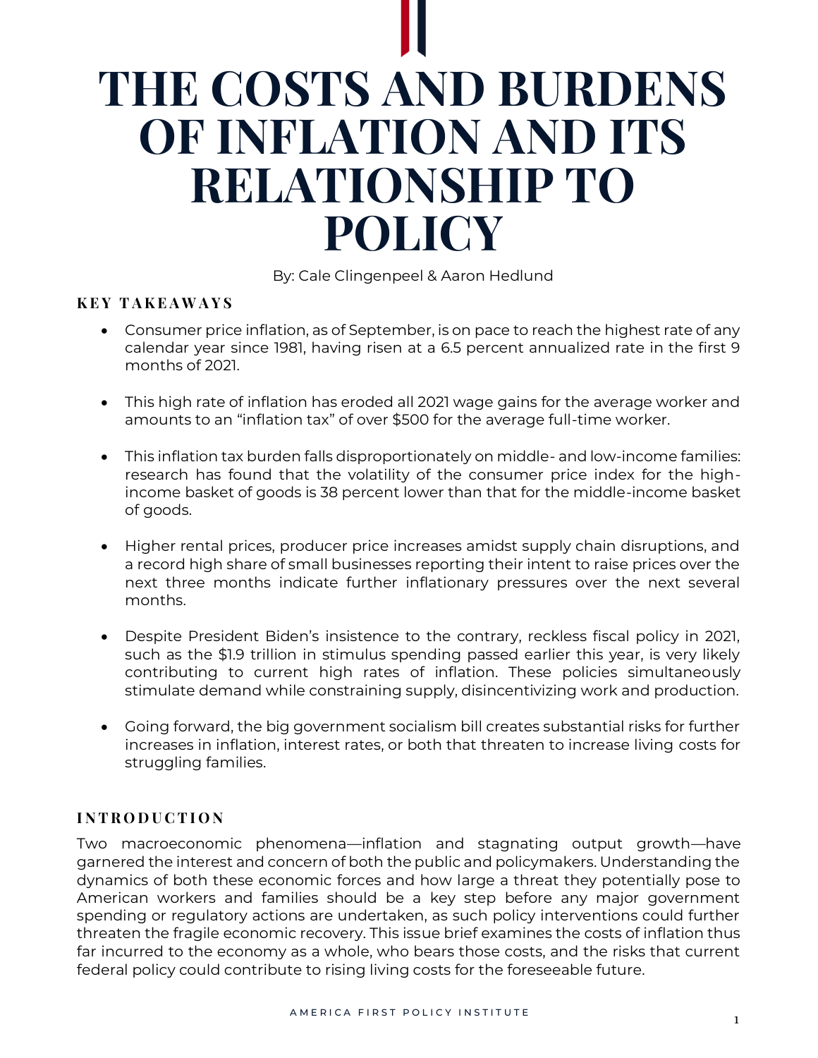# THE COSTS AND BURDENS OF INFLATION AND ITS RELATIONSHIP TO POLICY

By: Cale Clingenpeel & Aaron Hedlund

## KEY TAKEAWAYS

- Consumer price inflation, as of September, is on pace to reach the highest rate of any calendar year since 1981, having risen at a 6.5 percent annualized rate in the first 9 months of 2021.
- This high rate of inflation has eroded all 2021 wage gains for the average worker and amounts to an "inflation tax" of over $500 for the average full-time worker.
- This inflation tax burden falls disproportionately on middle- and low-income families: research has found that the volatility of the consumer price index for the high-income basket of goods is 38 percent lower than that for the middle-income basket of goods.
- Higher rental prices, producer price increases amidst supply chain disruptions, and a record high share of small businesses reporting their intent to raise prices over the next three months indicate further inflationary pressures over the next several months.
- Despite President Biden's insistence to the contrary, reckless fiscal policy in 2021, such as the $1.9 trillion in stimulus spending passed earlier this year, is very likely contributing to current high rates of inflation. These policies simultaneously stimulate demand while constraining supply, disincentivizing work and production.
- Going forward, the big government socialism bill creates substantial risks for further increases in inflation, interest rates, or both that threaten to increase living costs for struggling families.

## INTRODUCTION

Two macroeconomic phenomena—inflation and stagnating output growth—have garnered the interest and concern of both the public and policymakers. Understanding the dynamics of both these economic forces and how large a threat they potentially pose to American workers and families should be a key step before any major government spending or regulatory actions are undertaken, as such policy interventions could further threaten the fragile economic recovery. This issue brief examines the costs of inflation thus far incurred to the economy as a whole, who bears those costs, and the risks that current federal policy could contribute to rising living costs for the foreseeable future.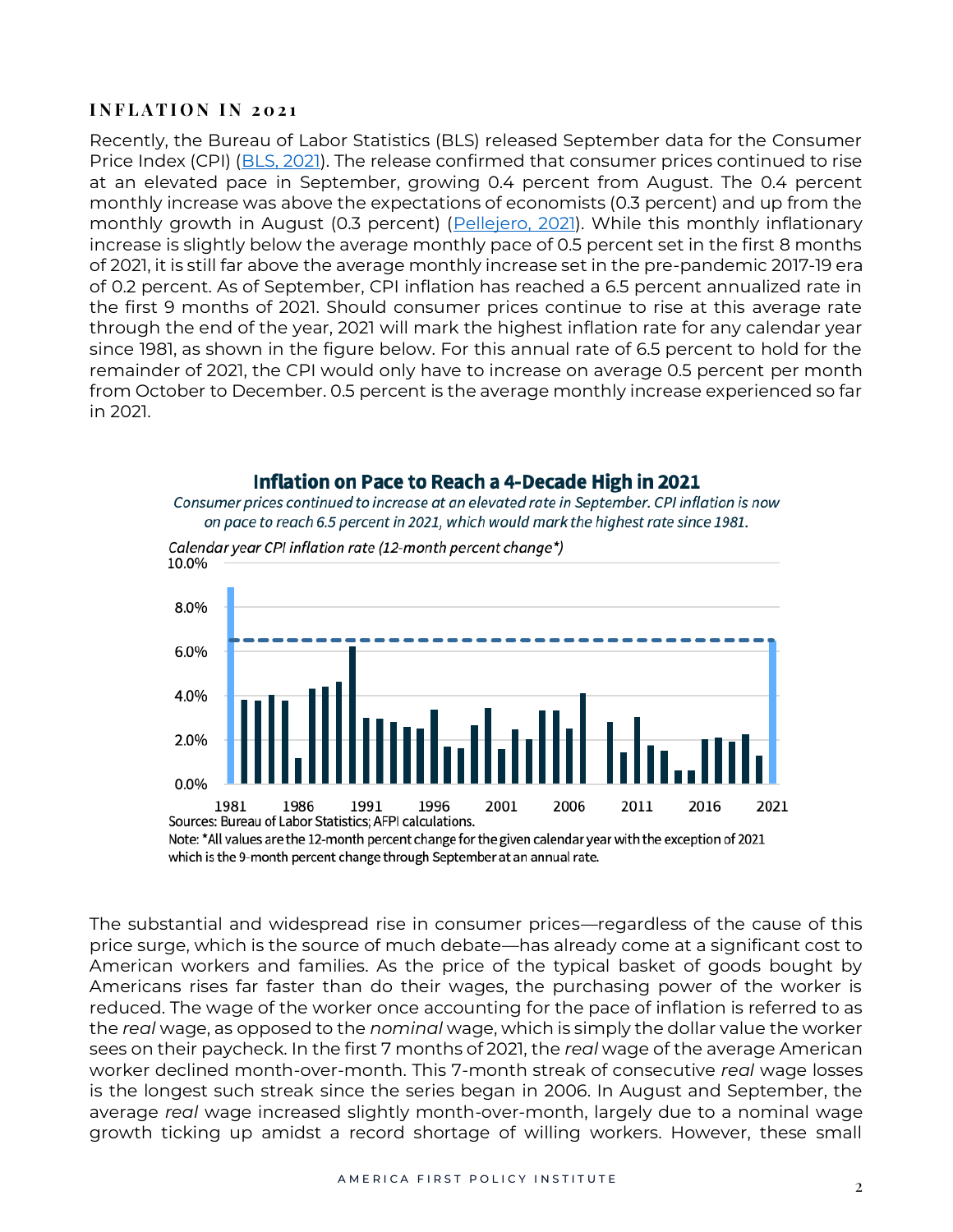## INFLATION IN 2021

Recently, the Bureau of Labor Statistics (BLS) released September data for the Consumer Price Index (CPI) ([BLS, 2021](#)). The release confirmed that consumer prices continued to rise at an elevated pace in September, growing 0.4 percent from August. The 0.4 percent monthly increase was above the expectations of economists (0.3 percent) and up from the monthly growth in August (0.3 percent) ([Pellejero, 2021](#)). While this monthly inflationary increase is slightly below the average monthly pace of 0.5 percent set in the first 8 months of 2021, it is still far above the average monthly increase set in the pre-pandemic 2017-19 era of 0.2 percent. As of September, CPI inflation has reached a 6.5 percent annualized rate in the first 9 months of 2021. Should consumer prices continue to rise at this average rate through the end of the year, 2021 will mark the highest inflation rate for any calendar year since 1981, as shown in the figure below. For this annual rate of 6.5 percent to hold for the remainder of 2021, the CPI would only have to increase on average 0.5 percent per month from October to December. 0.5 percent is the average monthly increase experienced so far in 2021.

**Inflation on Pace to Reach a 4-Decade High in 2021**

*Consumer prices continued to increase at an elevated rate in September. CPI inflation is now on pace to reach 6.5 percent in 2021, which would mark the highest rate since 1981.*

*Calendar year CPI inflation rate (12-month percent change\*)*

Sources: Bureau of Labor Statistics; AFPI calculations.

Note: *All values are the 12-month percent change for the given calendar year with the exception of 2021 which is the 9-month percent change through September at an annual rate.

The substantial and widespread rise in consumer prices—regardless of the cause of this price surge, which is the source of much debate—has already come at a significant cost to American workers and families. As the price of the typical basket of goods bought by Americans rises far faster than do their wages, the purchasing power of the worker is reduced. The wage of the worker once accounting for the pace of inflation is referred to as the *real* wage, as opposed to the *nominal* wage, which is simply the dollar value the worker sees on their paycheck. In the first 7 months of 2021, the *real* wage of the average American worker declined month-over-month. This 7-month streak of consecutive *real* wage losses is the longest such streak since the series began in 2006. In August and September, the average *real* wage increased slightly month-over-month, largely due to a nominal wage growth ticking up amidst a record shortage of willing workers. However, these small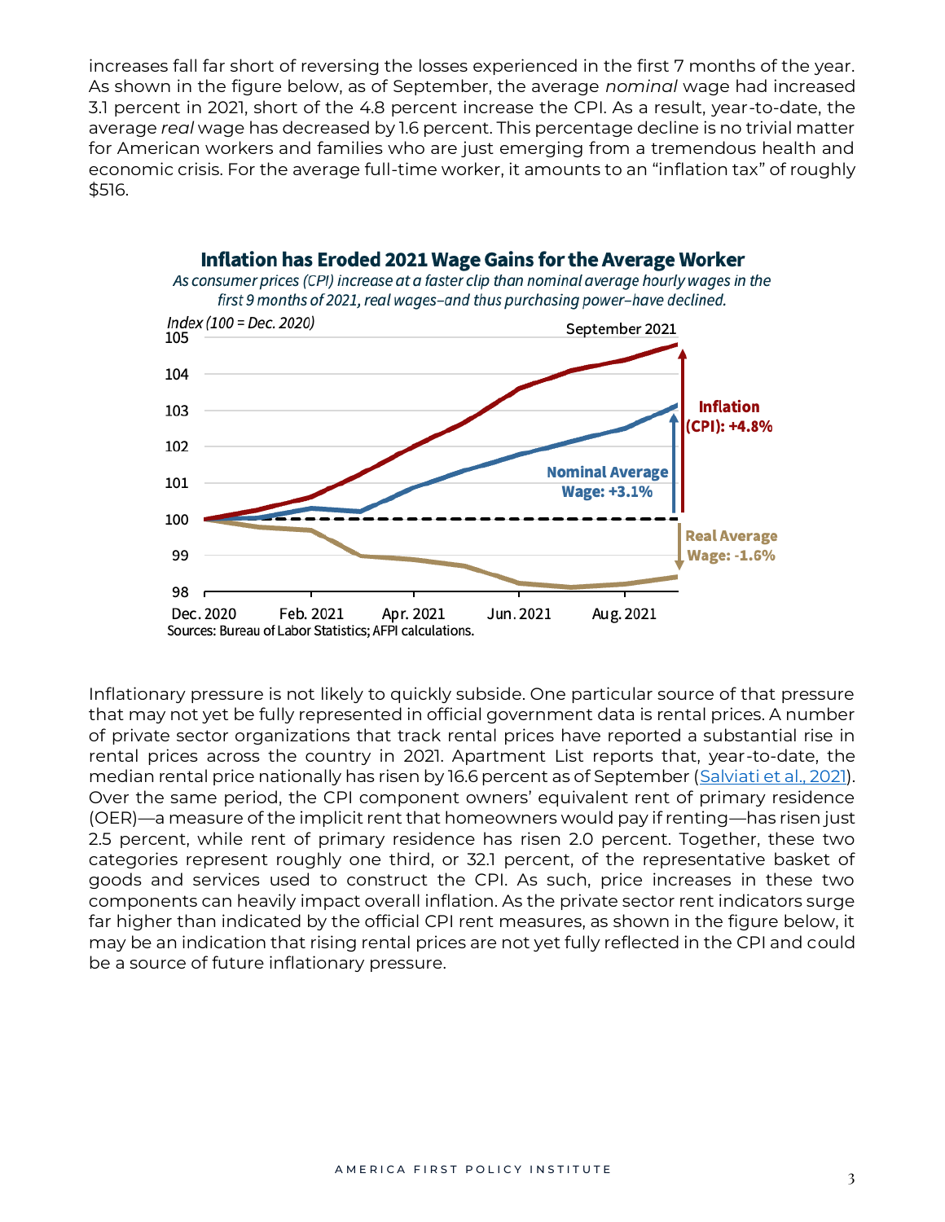increases fall far short of reversing the losses experienced in the first 7 months of the year. As shown in the figure below, as of September, the average *nominal* wage had increased 3.1 percent in 2021, short of the 4.8 percent increase the CPI. As a result, year-to-date, the average *real* wage has decreased by 1.6 percent. This percentage decline is no trivial matter for American workers and families who are just emerging from a tremendous health and economic crisis. For the average full-time worker, it amounts to an "inflation tax" of roughly $516.

**Inflation has Eroded 2021 Wage Gains for the Average Worker**

*As consumer prices (CPI) increase at a faster clip than nominal average hourly wages in the first 9 months of 2021, real wages–and thus purchasing power–have declined.*

Sources: Bureau of Labor Statistics; AFPI calculations.

Inflationary pressure is not likely to quickly subside. One particular source of that pressure that may not yet be fully represented in official government data is rental prices. A number of private sector organizations that track rental prices have reported a substantial rise in rental prices across the country in 2021. Apartment List reports that, year-to-date, the median rental price nationally has risen by 16.6 percent as of September (Salviati et al., 2021). Over the same period, the CPI component owners' equivalent rent of primary residence (OER)—a measure of the implicit rent that homeowners would pay if renting—has risen just 2.5 percent, while rent of primary residence has risen 2.0 percent. Together, these two categories represent roughly one third, or 32.1 percent, of the representative basket of goods and services used to construct the CPI. As such, price increases in these two components can heavily impact overall inflation. As the private sector rent indicators surge far higher than indicated by the official CPI rent measures, as shown in the figure below, it may be an indication that rising rental prices are not yet fully reflected in the CPI and could be a source of future inflationary pressure.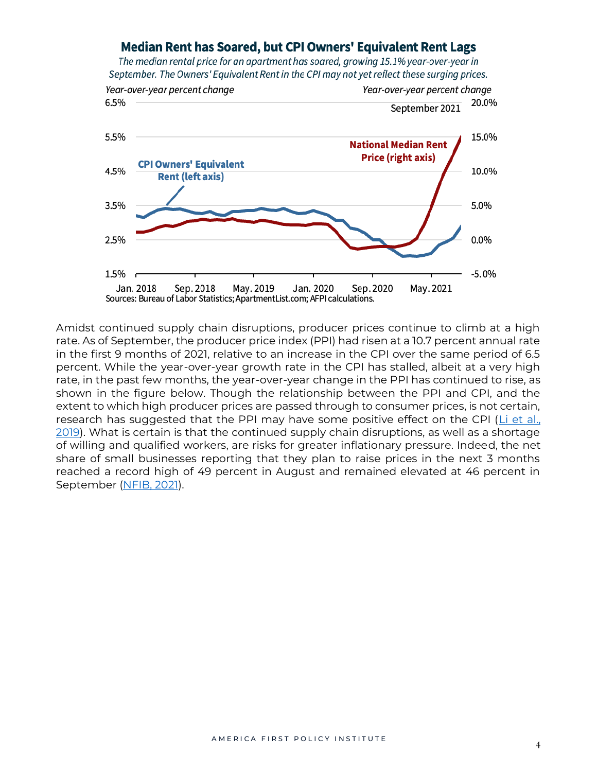**Median Rent has Soared, but CPI Owners' Equivalent Rent Lags**

*The median rental price for an apartment has soared, growing 15.1% year-over-year in September. The Owners' Equivalent Rent in the CPI may not yet reflect these surging prices.*

Sources: Bureau of Labor Statistics; ApartmentList.com; AFPI calculations.

Amidst continued supply chain disruptions, producer prices continue to climb at a high rate. As of September, the producer price index (PPI) had risen at a 10.7 percent annual rate in the first 9 months of 2021, relative to an increase in the CPI over the same period of 6.5 percent. While the year-over-year growth rate in the CPI has stalled, albeit at a very high rate, in the past few months, the year-over-year change in the PPI has continued to rise, as shown in the figure below. Though the relationship between the PPI and CPI, and the extent to which high producer prices are passed through to consumer prices, is not certain, research has suggested that the PPI may have some positive effect on the CPI (Li et al., 2019). What is certain is that the continued supply chain disruptions, as well as a shortage of willing and qualified workers, are risks for greater inflationary pressure. Indeed, the net share of small businesses reporting that they plan to raise prices in the next 3 months reached a record high of 49 percent in August and remained elevated at 46 percent in September (NFIB, 2021).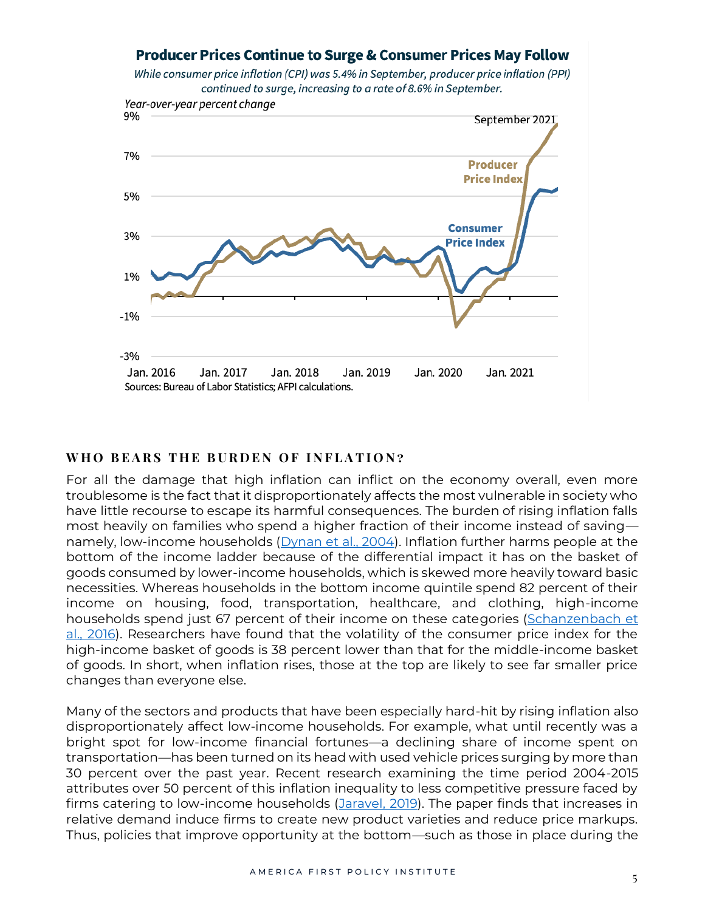**Producer Prices Continue to Surge & Consumer Prices May Follow**

*While consumer price inflation (CPI) was 5.4% in September, producer price inflation (PPI) continued to surge, increasing to a rate of 8.6% in September.*

*Year-over-year percent change*

Sources: Bureau of Labor Statistics; AFPI calculations.

## WHO BEARS THE BURDEN OF INFLATION?

For all the damage that high inflation can inflict on the economy overall, even more troublesome is the fact that it disproportionately affects the most vulnerable in society who have little recourse to escape its harmful consequences. The burden of rising inflation falls most heavily on families who spend a higher fraction of their income instead of saving—namely, low-income households ([Dynan et al., 2004]). Inflation further harms people at the bottom of the income ladder because of the differential impact it has on the basket of goods consumed by lower-income households, which is skewed more heavily toward basic necessities. Whereas households in the bottom income quintile spend 82 percent of their income on housing, food, transportation, healthcare, and clothing, high-income households spend just 67 percent of their income on these categories ([Schanzenbach et al., 2016]). Researchers have found that the volatility of the consumer price index for the high-income basket of goods is 38 percent lower than that for the middle-income basket of goods. In short, when inflation rises, those at the top are likely to see far smaller price changes than everyone else.

Many of the sectors and products that have been especially hard-hit by rising inflation also disproportionately affect low-income households. For example, what until recently was a bright spot for low-income financial fortunes—a declining share of income spent on transportation—has been turned on its head with used vehicle prices surging by more than 30 percent over the past year. Recent research examining the time period 2004-2015 attributes over 50 percent of this inflation inequality to less competitive pressure faced by firms catering to low-income households ([Jaravel, 2019]). The paper finds that increases in relative demand induce firms to create new product varieties and reduce price markups. Thus, policies that improve opportunity at the bottom—such as those in place during the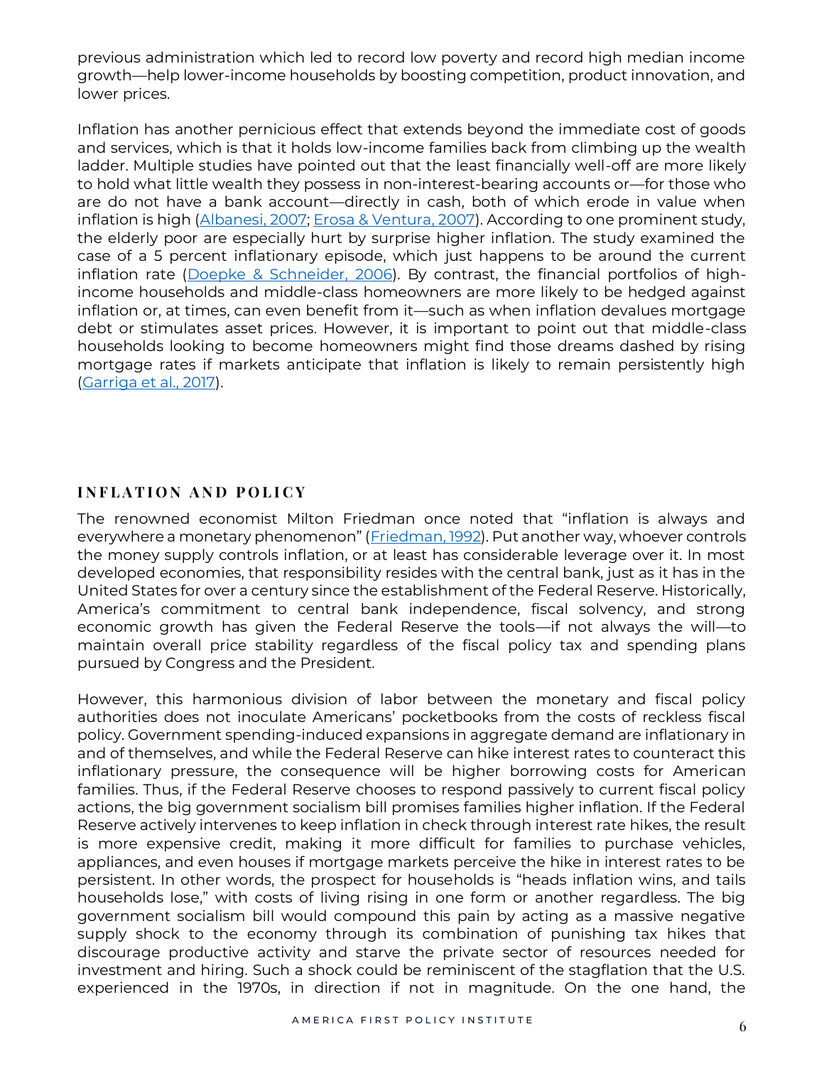previous administration which led to record low poverty and record high median income growth—help lower-income households by boosting competition, product innovation, and lower prices.

Inflation has another pernicious effect that extends beyond the immediate cost of goods and services, which is that it holds low-income families back from climbing up the wealth ladder. Multiple studies have pointed out that the least financially well-off are more likely to hold what little wealth they possess in non-interest-bearing accounts or—for those who are do not have a bank account—directly in cash, both of which erode in value when inflation is high (Albanesi, 2007; Erosa & Ventura, 2007). According to one prominent study, the elderly poor are especially hurt by surprise higher inflation. The study examined the case of a 5 percent inflationary episode, which just happens to be around the current inflation rate (Doepke & Schneider, 2006). By contrast, the financial portfolios of high-income households and middle-class homeowners are more likely to be hedged against inflation or, at times, can even benefit from it—such as when inflation devalues mortgage debt or stimulates asset prices. However, it is important to point out that middle-class households looking to become homeowners might find those dreams dashed by rising mortgage rates if markets anticipate that inflation is likely to remain persistently high (Garriga et al., 2017).

## INFLATION AND POLICY

The renowned economist Milton Friedman once noted that "inflation is always and everywhere a monetary phenomenon" (Friedman, 1992). Put another way, whoever controls the money supply controls inflation, or at least has considerable leverage over it. In most developed economies, that responsibility resides with the central bank, just as it has in the United States for over a century since the establishment of the Federal Reserve. Historically, America's commitment to central bank independence, fiscal solvency, and strong economic growth has given the Federal Reserve the tools—if not always the will—to maintain overall price stability regardless of the fiscal policy tax and spending plans pursued by Congress and the President.

However, this harmonious division of labor between the monetary and fiscal policy authorities does not inoculate Americans' pocketbooks from the costs of reckless fiscal policy. Government spending-induced expansions in aggregate demand are inflationary in and of themselves, and while the Federal Reserve can hike interest rates to counteract this inflationary pressure, the consequence will be higher borrowing costs for American families. Thus, if the Federal Reserve chooses to respond passively to current fiscal policy actions, the big government socialism bill promises families higher inflation. If the Federal Reserve actively intervenes to keep inflation in check through interest rate hikes, the result is more expensive credit, making it more difficult for families to purchase vehicles, appliances, and even houses if mortgage markets perceive the hike in interest rates to be persistent. In other words, the prospect for households is "heads inflation wins, and tails households lose," with costs of living rising in one form or another regardless. The big government socialism bill would compound this pain by acting as a massive negative supply shock to the economy through its combination of punishing tax hikes that discourage productive activity and starve the private sector of resources needed for investment and hiring. Such a shock could be reminiscent of the stagflation that the U.S. experienced in the 1970s, in direction if not in magnitude. On the one hand, the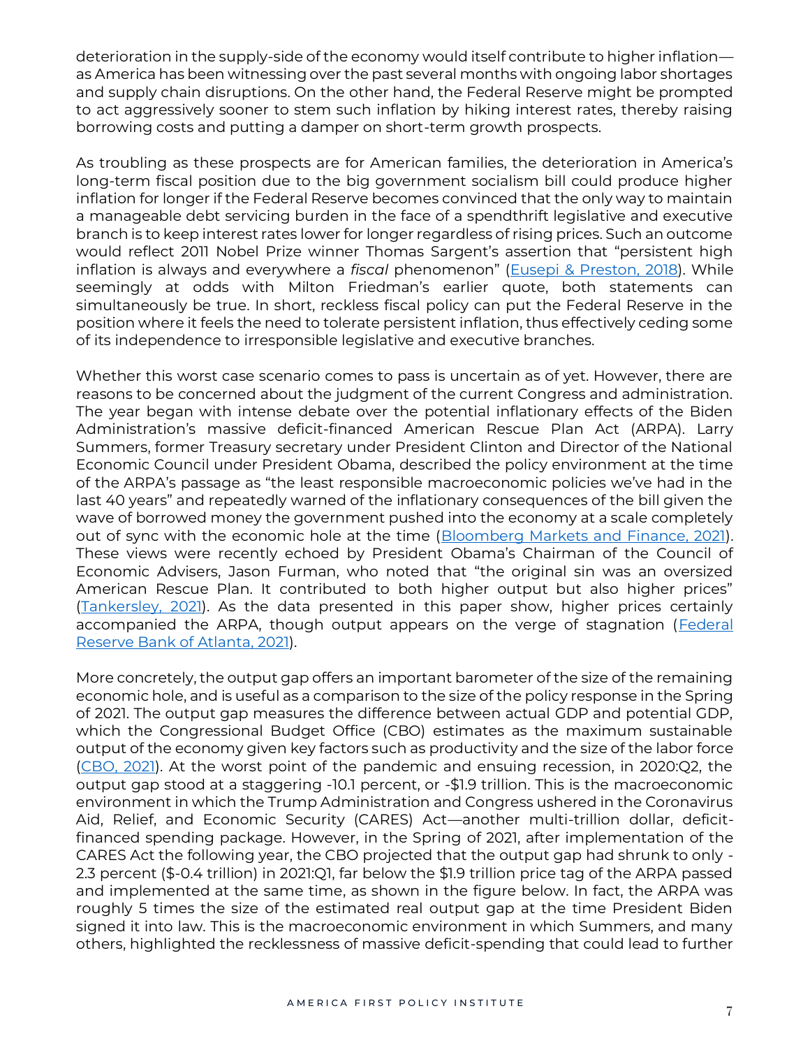deterioration in the supply-side of the economy would itself contribute to higher inflation—as America has been witnessing over the past several months with ongoing labor shortages and supply chain disruptions. On the other hand, the Federal Reserve might be prompted to act aggressively sooner to stem such inflation by hiking interest rates, thereby raising borrowing costs and putting a damper on short-term growth prospects.

As troubling as these prospects are for American families, the deterioration in America's long-term fiscal position due to the big government socialism bill could produce higher inflation for longer if the Federal Reserve becomes convinced that the only way to maintain a manageable debt servicing burden in the face of a spendthrift legislative and executive branch is to keep interest rates lower for longer regardless of rising prices. Such an outcome would reflect 2011 Nobel Prize winner Thomas Sargent's assertion that "persistent high inflation is always and everywhere a *fiscal* phenomenon" (Eusepi & Preston, 2018). While seemingly at odds with Milton Friedman's earlier quote, both statements can simultaneously be true. In short, reckless fiscal policy can put the Federal Reserve in the position where it feels the need to tolerate persistent inflation, thus effectively ceding some of its independence to irresponsible legislative and executive branches.

Whether this worst case scenario comes to pass is uncertain as of yet. However, there are reasons to be concerned about the judgment of the current Congress and administration. The year began with intense debate over the potential inflationary effects of the Biden Administration's massive deficit-financed American Rescue Plan Act (ARPA). Larry Summers, former Treasury secretary under President Clinton and Director of the National Economic Council under President Obama, described the policy environment at the time of the ARPA's passage as "the least responsible macroeconomic policies we've had in the last 40 years" and repeatedly warned of the inflationary consequences of the bill given the wave of borrowed money the government pushed into the economy at a scale completely out of sync with the economic hole at the time (Bloomberg Markets and Finance, 2021). These views were recently echoed by President Obama's Chairman of the Council of Economic Advisers, Jason Furman, who noted that "the original sin was an oversized American Rescue Plan. It contributed to both higher output but also higher prices" (Tankersley, 2021). As the data presented in this paper show, higher prices certainly accompanied the ARPA, though output appears on the verge of stagnation (Federal Reserve Bank of Atlanta, 2021).

More concretely, the output gap offers an important barometer of the size of the remaining economic hole, and is useful as a comparison to the size of the policy response in the Spring of 2021. The output gap measures the difference between actual GDP and potential GDP, which the Congressional Budget Office (CBO) estimates as the maximum sustainable output of the economy given key factors such as productivity and the size of the labor force (CBO, 2021). At the worst point of the pandemic and ensuing recession, in 2020:Q2, the output gap stood at a staggering -10.1 percent, or -$1.9 trillion. This is the macroeconomic environment in which the Trump Administration and Congress ushered in the Coronavirus Aid, Relief, and Economic Security (CARES) Act—another multi-trillion dollar, deficit-financed spending package. However, in the Spring of 2021, after implementation of the CARES Act the following year, the CBO projected that the output gap had shrunk to only -2.3 percent ($-0.4 trillion) in 2021:Q1, far below the $1.9 trillion price tag of the ARPA passed and implemented at the same time, as shown in the figure below. In fact, the ARPA was roughly 5 times the size of the estimated real output gap at the time President Biden signed it into law. This is the macroeconomic environment in which Summers, and many others, highlighted the recklessness of massive deficit-spending that could lead to further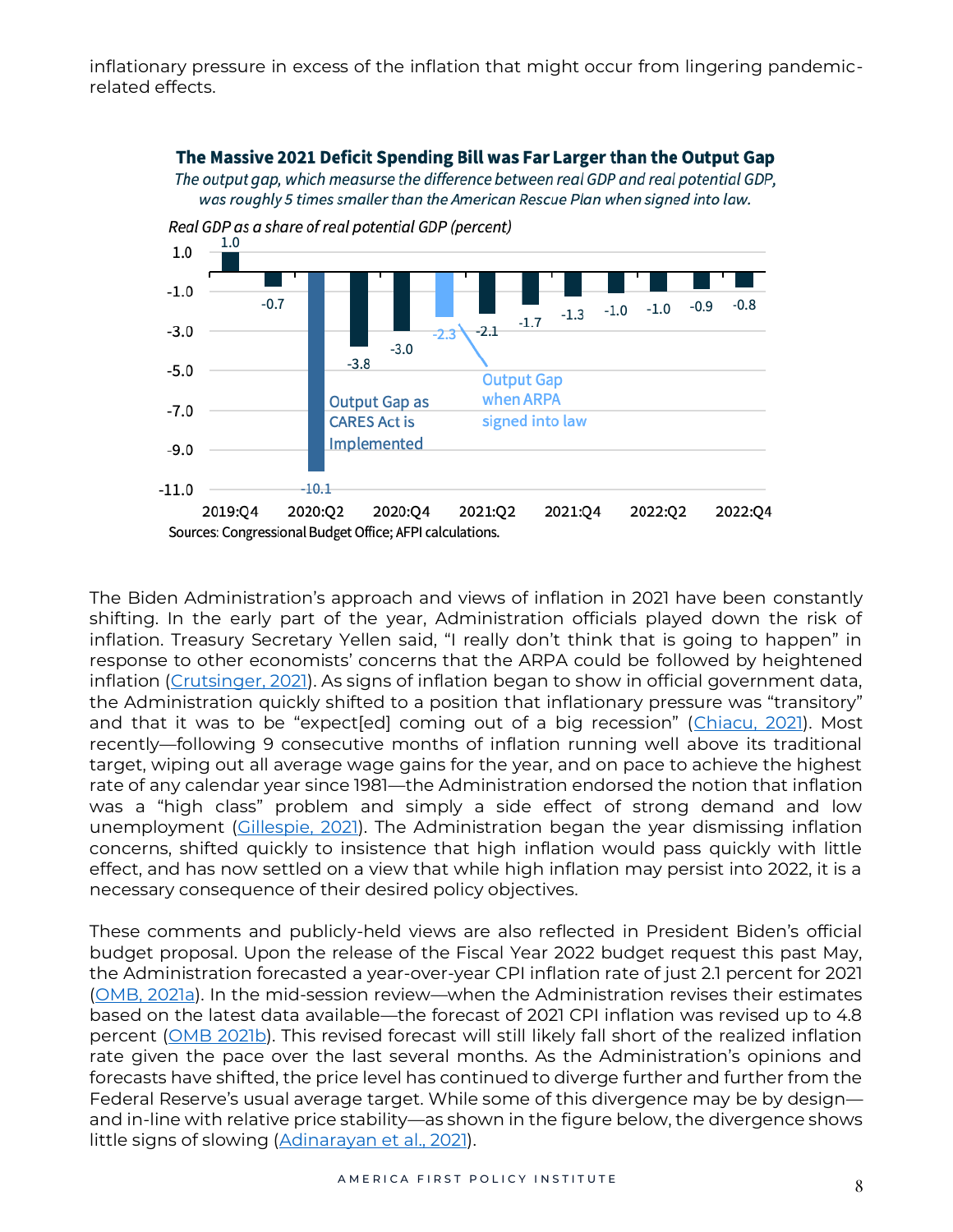inflationary pressure in excess of the inflation that might occur from lingering pandemic-related effects.

**The Massive 2021 Deficit Spending Bill was Far Larger than the Output Gap**

*The output gap, which measurse the difference between real GDP and real potential GDP, was roughly 5 times smaller than the American Rescue Plan when signed into law.*

*Real GDP as a share of real potential GDP (percent)*

| Quarter | Percent |
|---|---|
| 2019:Q4 | 1.0 |
| 2020:Q1 | -0.7 |
| 2020:Q2 | -10.1 |
| 2020:Q3 | -3.8 |
| 2020:Q4 | -3.0 |
| 2021:Q1 | -2.3 |
| 2021:Q2 | -2.1 |
| 2021:Q3 | -1.7 |
| 2021:Q4 | -1.3 |
| 2022:Q1 | -1.0 |
| 2022:Q2 | -1.0 |
| 2022:Q3 | -0.9 |
| 2022:Q4 | -0.8 |

Output Gap as CARES Act is Implemented (2020:Q2); Output Gap when ARPA signed into law (2021:Q1)

Sources: Congressional Budget Office; AFPI calculations.

The Biden Administration's approach and views of inflation in 2021 have been constantly shifting. In the early part of the year, Administration officials played down the risk of inflation. Treasury Secretary Yellen said, "I really don't think that is going to happen" in response to other economists' concerns that the ARPA could be followed by heightened inflation (Crutsinger, 2021). As signs of inflation began to show in official government data, the Administration quickly shifted to a position that inflationary pressure was "transitory" and that it was to be "expect[ed] coming out of a big recession" (Chiacu, 2021). Most recently—following 9 consecutive months of inflation running well above its traditional target, wiping out all average wage gains for the year, and on pace to achieve the highest rate of any calendar year since 1981—the Administration endorsed the notion that inflation was a "high class" problem and simply a side effect of strong demand and low unemployment (Gillespie, 2021). The Administration began the year dismissing inflation concerns, shifted quickly to insistence that high inflation would pass quickly with little effect, and has now settled on a view that while high inflation may persist into 2022, it is a necessary consequence of their desired policy objectives.

These comments and publicly-held views are also reflected in President Biden's official budget proposal. Upon the release of the Fiscal Year 2022 budget request this past May, the Administration forecasted a year-over-year CPI inflation rate of just 2.1 percent for 2021 (OMB, 2021a). In the mid-session review—when the Administration revises their estimates based on the latest data available—the forecast of 2021 CPI inflation was revised up to 4.8 percent (OMB 2021b). This revised forecast will still likely fall short of the realized inflation rate given the pace over the last several months. As the Administration's opinions and forecasts have shifted, the price level has continued to diverge further and further from the Federal Reserve's usual average target. While some of this divergence may be by design—and in-line with relative price stability—as shown in the figure below, the divergence shows little signs of slowing (Adinarayan et al., 2021).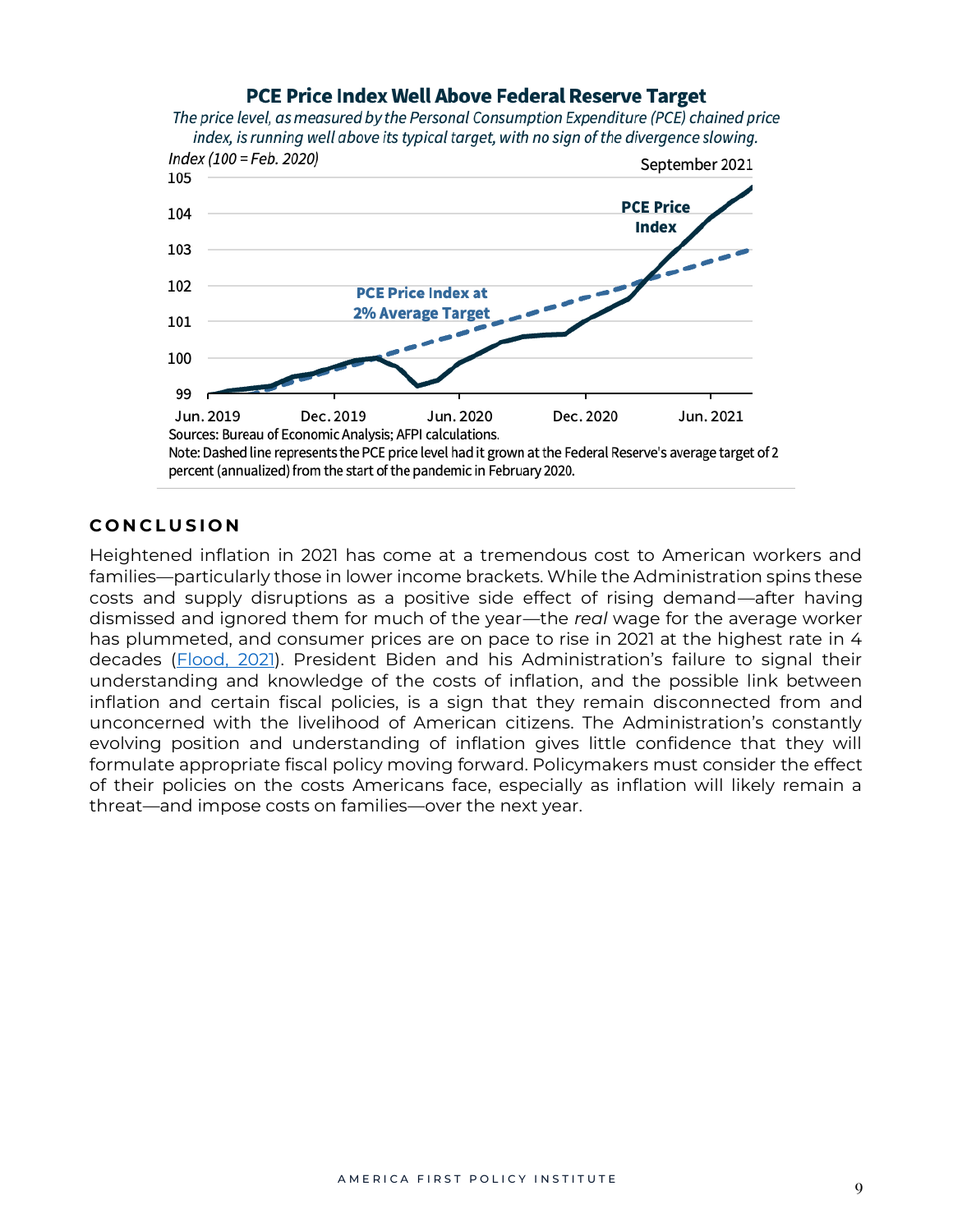**PCE Price Index Well Above Federal Reserve Target**

*The price level, as measured by the Personal Consumption Expenditure (PCE) chained price index, is running well above its typical target, with no sign of the divergence slowing.*

*Index (100 = Feb. 2020)*

September 2021

Sources: Bureau of Economic Analysis; AFPI calculations.

Note: Dashed line represents the PCE price level had it grown at the Federal Reserve's average target of 2 percent (annualized) from the start of the pandemic in February 2020.

## CONCLUSION

Heightened inflation in 2021 has come at a tremendous cost to American workers and families—particularly those in lower income brackets. While the Administration spins these costs and supply disruptions as a positive side effect of rising demand—after having dismissed and ignored them for much of the year—the *real* wage for the average worker has plummeted, and consumer prices are on pace to rise in 2021 at the highest rate in 4 decades (Flood, 2021). President Biden and his Administration's failure to signal their understanding and knowledge of the costs of inflation, and the possible link between inflation and certain fiscal policies, is a sign that they remain disconnected from and unconcerned with the livelihood of American citizens. The Administration's constantly evolving position and understanding of inflation gives little confidence that they will formulate appropriate fiscal policy moving forward. Policymakers must consider the effect of their policies on the costs Americans face, especially as inflation will likely remain a threat—and impose costs on families—over the next year.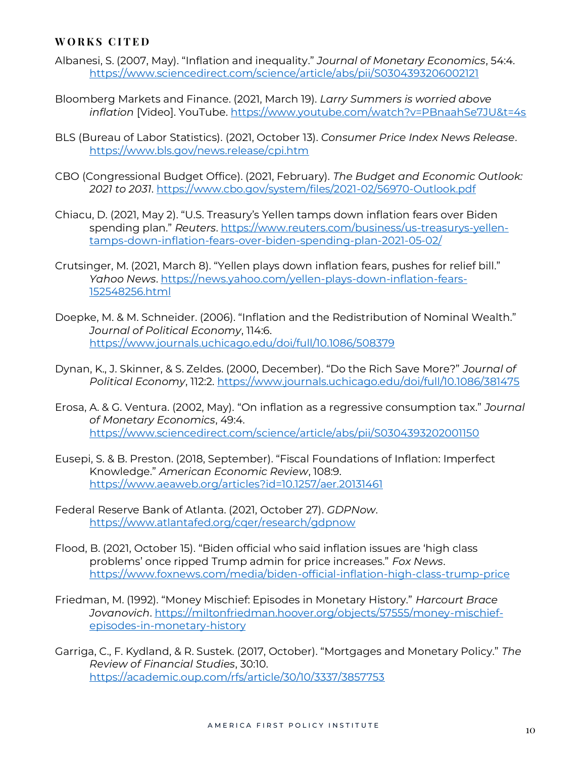## WORKS CITED

Albanesi, S. (2007, May). "Inflation and inequality." *Journal of Monetary Economics*, 54:4. https://www.sciencedirect.com/science/article/abs/pii/S0304393206002121

Bloomberg Markets and Finance. (2021, March 19). *Larry Summers is worried above inflation* [Video]. YouTube. https://www.youtube.com/watch?v=PBnaahSe7JU&t=4s

BLS (Bureau of Labor Statistics). (2021, October 13). *Consumer Price Index News Release*. https://www.bls.gov/news.release/cpi.htm

CBO (Congressional Budget Office). (2021, February). *The Budget and Economic Outlook: 2021 to 2031*. https://www.cbo.gov/system/files/2021-02/56970-Outlook.pdf

Chiacu, D. (2021, May 2). "U.S. Treasury's Yellen tamps down inflation fears over Biden spending plan." *Reuters*. https://www.reuters.com/business/us-treasurys-yellen-tamps-down-inflation-fears-over-biden-spending-plan-2021-05-02/

Crutsinger, M. (2021, March 8). "Yellen plays down inflation fears, pushes for relief bill." *Yahoo News*. https://news.yahoo.com/yellen-plays-down-inflation-fears-152548256.html

Doepke, M. & M. Schneider. (2006). "Inflation and the Redistribution of Nominal Wealth." *Journal of Political Economy*, 114:6. https://www.journals.uchicago.edu/doi/full/10.1086/508379

Dynan, K., J. Skinner, & S. Zeldes. (2000, December). "Do the Rich Save More?" *Journal of Political Economy*, 112:2. https://www.journals.uchicago.edu/doi/full/10.1086/381475

Erosa, A. & G. Ventura. (2002, May). "On inflation as a regressive consumption tax." *Journal of Monetary Economics*, 49:4. https://www.sciencedirect.com/science/article/abs/pii/S0304393202001150

Eusepi, S. & B. Preston. (2018, September). "Fiscal Foundations of Inflation: Imperfect Knowledge." *American Economic Review*, 108:9. https://www.aeaweb.org/articles?id=10.1257/aer.20131461

Federal Reserve Bank of Atlanta. (2021, October 27). *GDPNow*. https://www.atlantafed.org/cqer/research/gdpnow

Flood, B. (2021, October 15). "Biden official who said inflation issues are 'high class problems' once ripped Trump admin for price increases." *Fox News*. https://www.foxnews.com/media/biden-official-inflation-high-class-trump-price

Friedman, M. (1992). "Money Mischief: Episodes in Monetary History." *Harcourt Brace Jovanovich*. https://miltonfriedman.hoover.org/objects/57555/money-mischief-episodes-in-monetary-history

Garriga, C., F. Kydland, & R. Sustek. (2017, October). "Mortgages and Monetary Policy." *The Review of Financial Studies*, 30:10. https://academic.oup.com/rfs/article/30/10/3337/3857753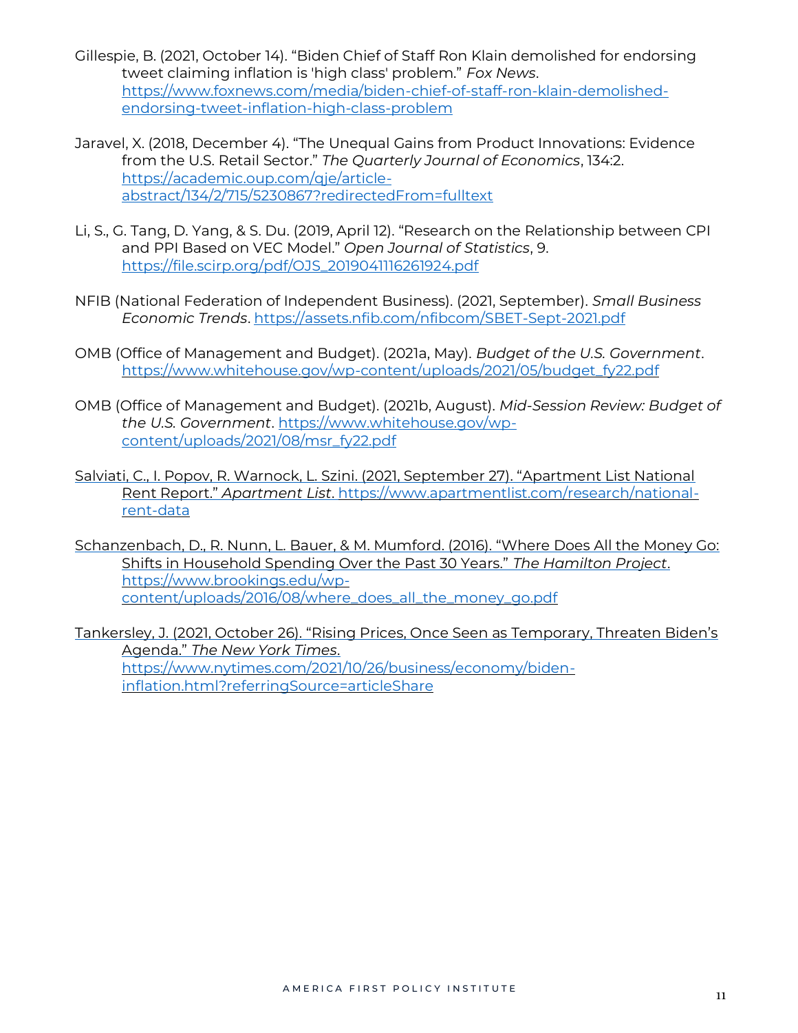Gillespie, B. (2021, October 14). "Biden Chief of Staff Ron Klain demolished for endorsing tweet claiming inflation is 'high class' problem." *Fox News*. https://www.foxnews.com/media/biden-chief-of-staff-ron-klain-demolished-endorsing-tweet-inflation-high-class-problem

Jaravel, X. (2018, December 4). "The Unequal Gains from Product Innovations: Evidence from the U.S. Retail Sector." *The Quarterly Journal of Economics*, 134:2. https://academic.oup.com/qje/article-abstract/134/2/715/5230867?redirectedFrom=fulltext

Li, S., G. Tang, D. Yang, & S. Du. (2019, April 12). "Research on the Relationship between CPI and PPI Based on VEC Model." *Open Journal of Statistics*, 9. https://file.scirp.org/pdf/OJS_2019041116261924.pdf

NFIB (National Federation of Independent Business). (2021, September). *Small Business Economic Trends*. https://assets.nfib.com/nfibcom/SBET-Sept-2021.pdf

OMB (Office of Management and Budget). (2021a, May). *Budget of the U.S. Government*. https://www.whitehouse.gov/wp-content/uploads/2021/05/budget_fy22.pdf

OMB (Office of Management and Budget). (2021b, August). *Mid-Session Review: Budget of the U.S. Government*. https://www.whitehouse.gov/wp-content/uploads/2021/08/msr_fy22.pdf

Salviati, C., I. Popov, R. Warnock, L. Szini. (2021, September 27). "Apartment List National Rent Report." *Apartment List*. https://www.apartmentlist.com/research/national-rent-data

Schanzenbach, D., R. Nunn, L. Bauer, & M. Mumford. (2016). "Where Does All the Money Go: Shifts in Household Spending Over the Past 30 Years." *The Hamilton Project*. https://www.brookings.edu/wp-content/uploads/2016/08/where_does_all_the_money_go.pdf

Tankersley, J. (2021, October 26). "Rising Prices, Once Seen as Temporary, Threaten Biden's Agenda." *The New York Times*. https://www.nytimes.com/2021/10/26/business/economy/biden-inflation.html?referringSource=articleShare